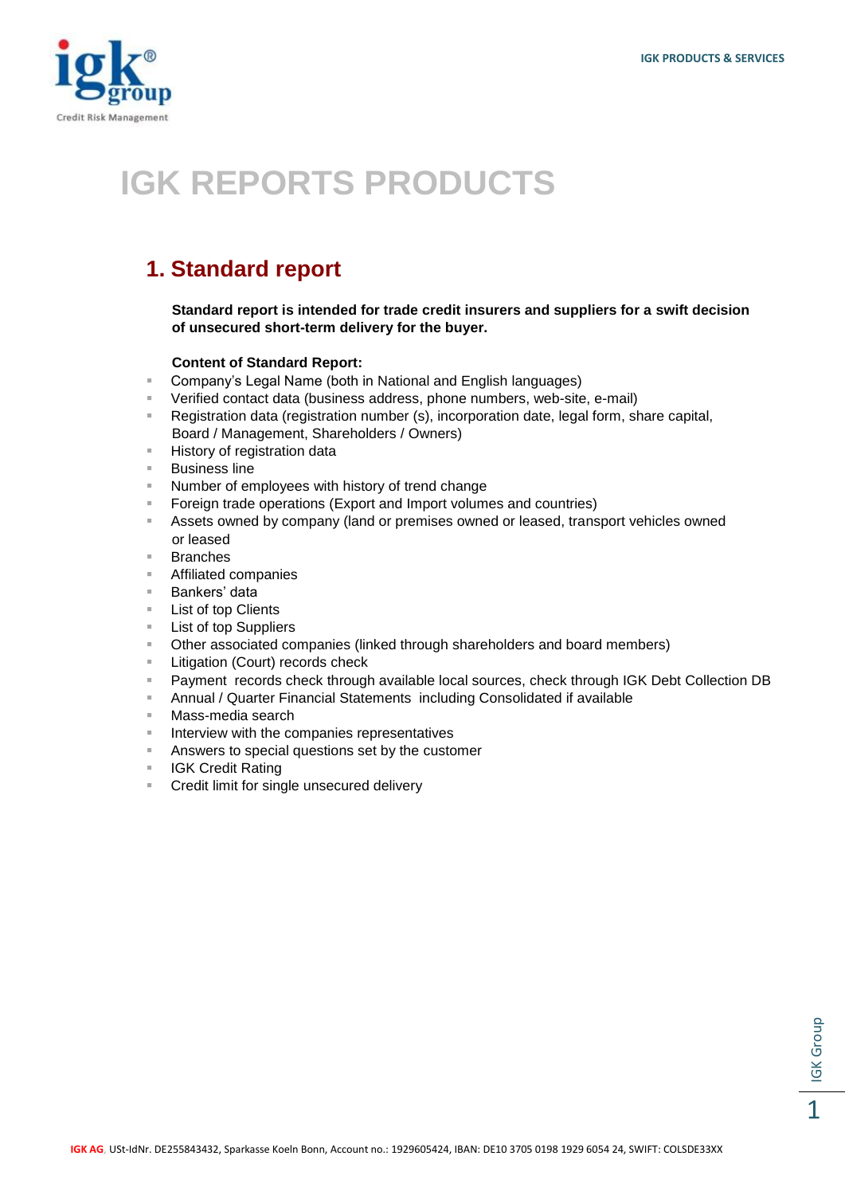# IGK REPORTS PRODUCTS

## 1. Standard report

**Standard report is intended for trade credit insurers and suppliers for a swift decision of unsecured short-term delivery for the buyer.**

**Content of Standard Report:**

- Company's Legal Name (both in National and English languages)
- Verified contact data (business address, phone numbers, web-site, e-mail)
- Registration data (registration number (s), incorporation date, legal form, share capital, Board / Management, Shareholders / Owners)
- History of registration data
- Business line
- Number of employees with history of trend change
- Foreign trade operations (Export and Import volumes and countries)
- Assets owned by company (land or premises owned or leased, transport vehicles owned or leased
- Branches
- Affiliated companies
- Bankers' data
- List of top Clients
- List of top Suppliers
- Other associated companies (linked through shareholders and board members)
- Litigation (Court) records check
- Payment records check through available local sources, check through IGK Debt Collection DB
- Annual / Quarter Financial Statements including Consolidated if available
- Mass-media search
- Interview with the companies representatives
- Answers to special questions set by the customer
- IGK Credit Rating
- Credit limit for single unsecured delivery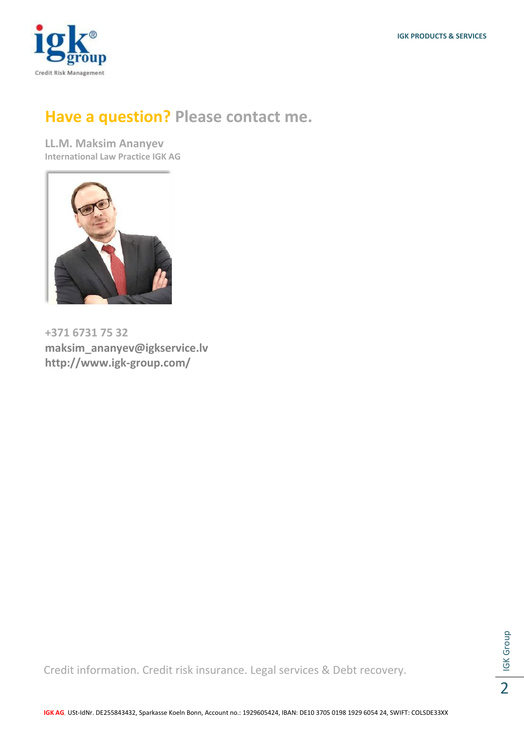## Have a question? Please contact me.

**LL.M. Maksim Ananyev**
International Law Practice IGK AG

+371 6731 75 32
**maksim_ananyev@igkservice.lv**
**http://www.igk-group.com/**

Credit information. Credit risk insurance. Legal services & Debt recovery.

IGK AG, USt-IdNr. DE255843432, Sparkasse Koeln Bonn, Account no.: 1929605424, IBAN: DE10 3705 0198 1929 6054 24, SWIFT: COLSDE33XX